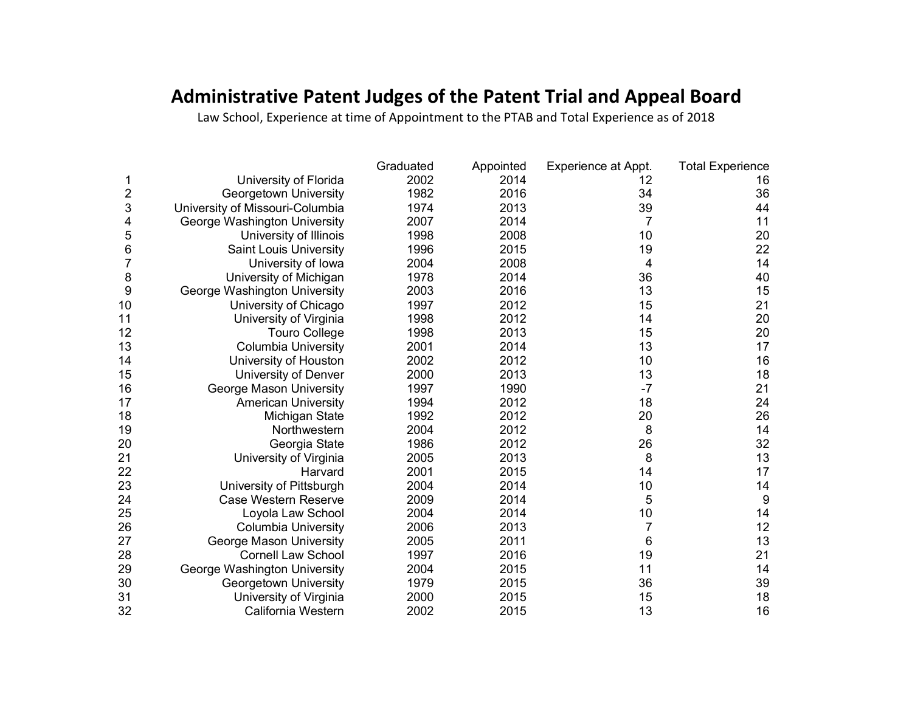# Administrative Patent Judges of the Patent Trial and Appeal Board

Law School, Experience at time of Appointment to the PTAB and Total Experience as of 2018

| | | Graduated | Appointed | Experience at Appt. | Total Experience |
|---|---|---|---|---|---|
| 1 | University of Florida | 2002 | 2014 | 12 | 16 |
| 2 | Georgetown University | 1982 | 2016 | 34 | 36 |
| 3 | University of Missouri-Columbia | 1974 | 2013 | 39 | 44 |
| 4 | George Washington University | 2007 | 2014 | 7 | 11 |
| 5 | University of Illinois | 1998 | 2008 | 10 | 20 |
| 6 | Saint Louis University | 1996 | 2015 | 19 | 22 |
| 7 | University of Iowa | 2004 | 2008 | 4 | 14 |
| 8 | University of Michigan | 1978 | 2014 | 36 | 40 |
| 9 | George Washington University | 2003 | 2016 | 13 | 15 |
| 10 | University of Chicago | 1997 | 2012 | 15 | 21 |
| 11 | University of Virginia | 1998 | 2012 | 14 | 20 |
| 12 | Touro College | 1998 | 2013 | 15 | 20 |
| 13 | Columbia University | 2001 | 2014 | 13 | 17 |
| 14 | University of Houston | 2002 | 2012 | 10 | 16 |
| 15 | University of Denver | 2000 | 2013 | 13 | 18 |
| 16 | George Mason University | 1997 | 1990 | -7 | 21 |
| 17 | American University | 1994 | 2012 | 18 | 24 |
| 18 | Michigan State | 1992 | 2012 | 20 | 26 |
| 19 | Northwestern | 2004 | 2012 | 8 | 14 |
| 20 | Georgia State | 1986 | 2012 | 26 | 32 |
| 21 | University of Virginia | 2005 | 2013 | 8 | 13 |
| 22 | Harvard | 2001 | 2015 | 14 | 17 |
| 23 | University of Pittsburgh | 2004 | 2014 | 10 | 14 |
| 24 | Case Western Reserve | 2009 | 2014 | 5 | 9 |
| 25 | Loyola Law School | 2004 | 2014 | 10 | 14 |
| 26 | Columbia University | 2006 | 2013 | 7 | 12 |
| 27 | George Mason University | 2005 | 2011 | 6 | 13 |
| 28 | Cornell Law School | 1997 | 2016 | 19 | 21 |
| 29 | George Washington University | 2004 | 2015 | 11 | 14 |
| 30 | Georgetown University | 1979 | 2015 | 36 | 39 |
| 31 | University of Virginia | 2000 | 2015 | 15 | 18 |
| 32 | California Western | 2002 | 2015 | 13 | 16 |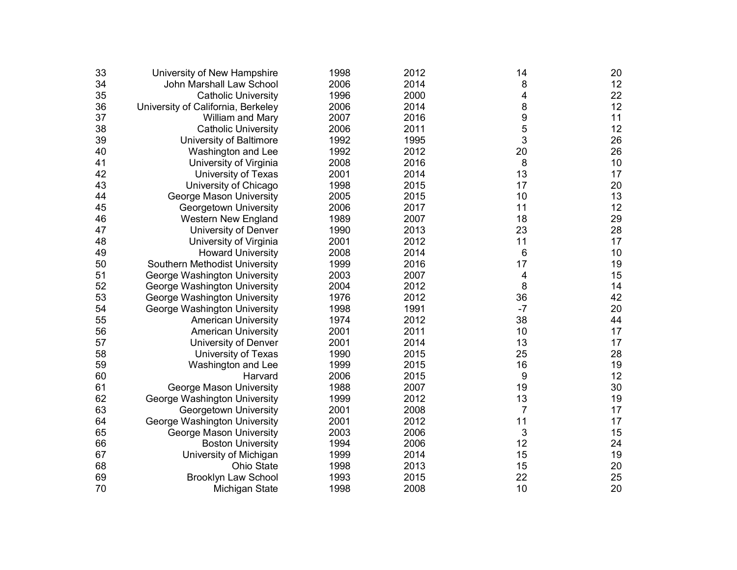| | | | | | |
|---|---|---|---|---|---|
| 33 | University of New Hampshire | 1998 | 2012 | 14 | 20 |
| 34 | John Marshall Law School | 2006 | 2014 | 8 | 12 |
| 35 | Catholic University | 1996 | 2000 | 4 | 22 |
| 36 | University of California, Berkeley | 2006 | 2014 | 8 | 12 |
| 37 | William and Mary | 2007 | 2016 | 9 | 11 |
| 38 | Catholic University | 2006 | 2011 | 5 | 12 |
| 39 | University of Baltimore | 1992 | 1995 | 3 | 26 |
| 40 | Washington and Lee | 1992 | 2012 | 20 | 26 |
| 41 | University of Virginia | 2008 | 2016 | 8 | 10 |
| 42 | University of Texas | 2001 | 2014 | 13 | 17 |
| 43 | University of Chicago | 1998 | 2015 | 17 | 20 |
| 44 | George Mason University | 2005 | 2015 | 10 | 13 |
| 45 | Georgetown University | 2006 | 2017 | 11 | 12 |
| 46 | Western New England | 1989 | 2007 | 18 | 29 |
| 47 | University of Denver | 1990 | 2013 | 23 | 28 |
| 48 | University of Virginia | 2001 | 2012 | 11 | 17 |
| 49 | Howard University | 2008 | 2014 | 6 | 10 |
| 50 | Southern Methodist University | 1999 | 2016 | 17 | 19 |
| 51 | George Washington University | 2003 | 2007 | 4 | 15 |
| 52 | George Washington University | 2004 | 2012 | 8 | 14 |
| 53 | George Washington University | 1976 | 2012 | 36 | 42 |
| 54 | George Washington University | 1998 | 1991 | -7 | 20 |
| 55 | American University | 1974 | 2012 | 38 | 44 |
| 56 | American University | 2001 | 2011 | 10 | 17 |
| 57 | University of Denver | 2001 | 2014 | 13 | 17 |
| 58 | University of Texas | 1990 | 2015 | 25 | 28 |
| 59 | Washington and Lee | 1999 | 2015 | 16 | 19 |
| 60 | Harvard | 2006 | 2015 | 9 | 12 |
| 61 | George Mason University | 1988 | 2007 | 19 | 30 |
| 62 | George Washington University | 1999 | 2012 | 13 | 19 |
| 63 | Georgetown University | 2001 | 2008 | 7 | 17 |
| 64 | George Washington University | 2001 | 2012 | 11 | 17 |
| 65 | George Mason University | 2003 | 2006 | 3 | 15 |
| 66 | Boston University | 1994 | 2006 | 12 | 24 |
| 67 | University of Michigan | 1999 | 2014 | 15 | 19 |
| 68 | Ohio State | 1998 | 2013 | 15 | 20 |
| 69 | Brooklyn Law School | 1993 | 2015 | 22 | 25 |
| 70 | Michigan State | 1998 | 2008 | 10 | 20 |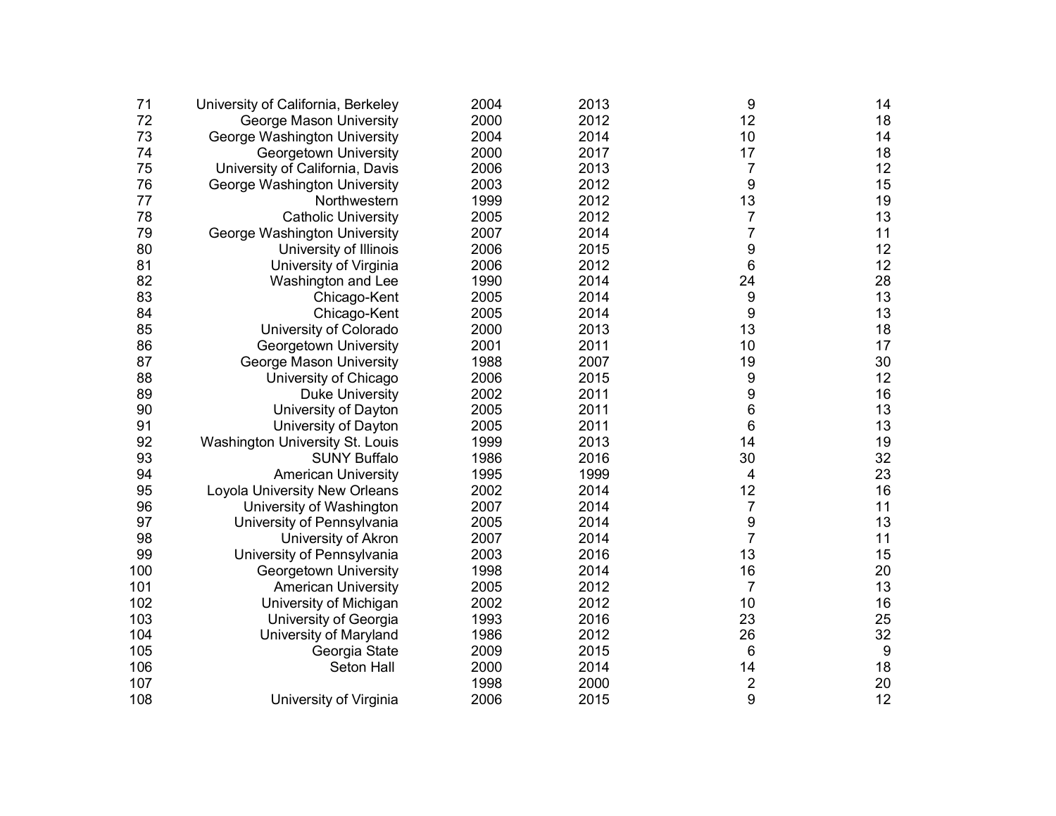| | | | | | |
|---|---|---|---|---|---|
| 71 | University of California, Berkeley | 2004 | 2013 | 9 | 14 |
| 72 | George Mason University | 2000 | 2012 | 12 | 18 |
| 73 | George Washington University | 2004 | 2014 | 10 | 14 |
| 74 | Georgetown University | 2000 | 2017 | 17 | 18 |
| 75 | University of California, Davis | 2006 | 2013 | 7 | 12 |
| 76 | George Washington University | 2003 | 2012 | 9 | 15 |
| 77 | Northwestern | 1999 | 2012 | 13 | 19 |
| 78 | Catholic University | 2005 | 2012 | 7 | 13 |
| 79 | George Washington University | 2007 | 2014 | 7 | 11 |
| 80 | University of Illinois | 2006 | 2015 | 9 | 12 |
| 81 | University of Virginia | 2006 | 2012 | 6 | 12 |
| 82 | Washington and Lee | 1990 | 2014 | 24 | 28 |
| 83 | Chicago-Kent | 2005 | 2014 | 9 | 13 |
| 84 | Chicago-Kent | 2005 | 2014 | 9 | 13 |
| 85 | University of Colorado | 2000 | 2013 | 13 | 18 |
| 86 | Georgetown University | 2001 | 2011 | 10 | 17 |
| 87 | George Mason University | 1988 | 2007 | 19 | 30 |
| 88 | University of Chicago | 2006 | 2015 | 9 | 12 |
| 89 | Duke University | 2002 | 2011 | 9 | 16 |
| 90 | University of Dayton | 2005 | 2011 | 6 | 13 |
| 91 | University of Dayton | 2005 | 2011 | 6 | 13 |
| 92 | Washington University St. Louis | 1999 | 2013 | 14 | 19 |
| 93 | SUNY Buffalo | 1986 | 2016 | 30 | 32 |
| 94 | American University | 1995 | 1999 | 4 | 23 |
| 95 | Loyola University New Orleans | 2002 | 2014 | 12 | 16 |
| 96 | University of Washington | 2007 | 2014 | 7 | 11 |
| 97 | University of Pennsylvania | 2005 | 2014 | 9 | 13 |
| 98 | University of Akron | 2007 | 2014 | 7 | 11 |
| 99 | University of Pennsylvania | 2003 | 2016 | 13 | 15 |
| 100 | Georgetown University | 1998 | 2014 | 16 | 20 |
| 101 | American University | 2005 | 2012 | 7 | 13 |
| 102 | University of Michigan | 2002 | 2012 | 10 | 16 |
| 103 | University of Georgia | 1993 | 2016 | 23 | 25 |
| 104 | University of Maryland | 1986 | 2012 | 26 | 32 |
| 105 | Georgia State | 2009 | 2015 | 6 | 9 |
| 106 | Seton Hall | 2000 | 2014 | 14 | 18 |
| 107 | | 1998 | 2000 | 2 | 20 |
| 108 | University of Virginia | 2006 | 2015 | 9 | 12 |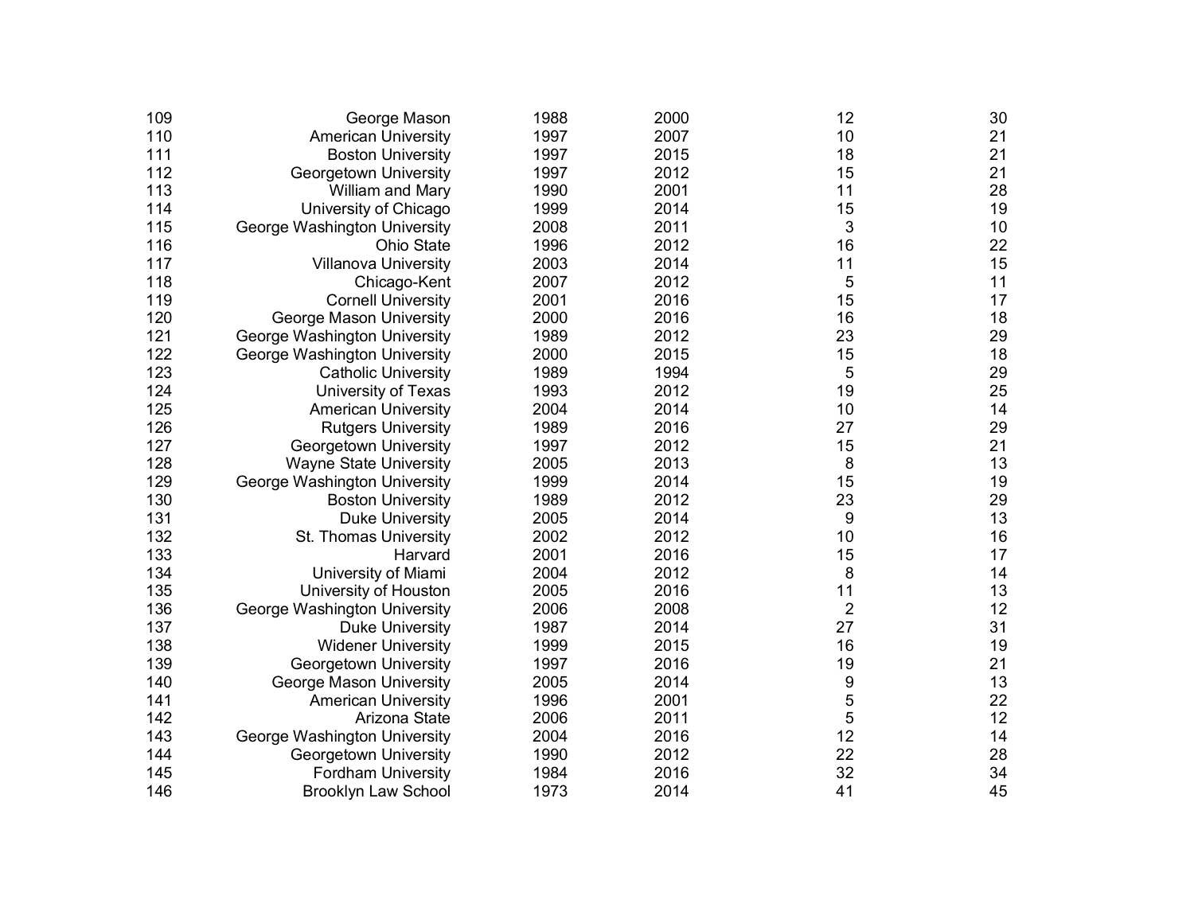| | | | | | |
|---|---|---|---|---|---|
| 109 | George Mason | 1988 | 2000 | 12 | 30 |
| 110 | American University | 1997 | 2007 | 10 | 21 |
| 111 | Boston University | 1997 | 2015 | 18 | 21 |
| 112 | Georgetown University | 1997 | 2012 | 15 | 21 |
| 113 | William and Mary | 1990 | 2001 | 11 | 28 |
| 114 | University of Chicago | 1999 | 2014 | 15 | 19 |
| 115 | George Washington University | 2008 | 2011 | 3 | 10 |
| 116 | Ohio State | 1996 | 2012 | 16 | 22 |
| 117 | Villanova University | 2003 | 2014 | 11 | 15 |
| 118 | Chicago-Kent | 2007 | 2012 | 5 | 11 |
| 119 | Cornell University | 2001 | 2016 | 15 | 17 |
| 120 | George Mason University | 2000 | 2016 | 16 | 18 |
| 121 | George Washington University | 1989 | 2012 | 23 | 29 |
| 122 | George Washington University | 2000 | 2015 | 15 | 18 |
| 123 | Catholic University | 1989 | 1994 | 5 | 29 |
| 124 | University of Texas | 1993 | 2012 | 19 | 25 |
| 125 | American University | 2004 | 2014 | 10 | 14 |
| 126 | Rutgers University | 1989 | 2016 | 27 | 29 |
| 127 | Georgetown University | 1997 | 2012 | 15 | 21 |
| 128 | Wayne State University | 2005 | 2013 | 8 | 13 |
| 129 | George Washington University | 1999 | 2014 | 15 | 19 |
| 130 | Boston University | 1989 | 2012 | 23 | 29 |
| 131 | Duke University | 2005 | 2014 | 9 | 13 |
| 132 | St. Thomas University | 2002 | 2012 | 10 | 16 |
| 133 | Harvard | 2001 | 2016 | 15 | 17 |
| 134 | University of Miami | 2004 | 2012 | 8 | 14 |
| 135 | University of Houston | 2005 | 2016 | 11 | 13 |
| 136 | George Washington University | 2006 | 2008 | 2 | 12 |
| 137 | Duke University | 1987 | 2014 | 27 | 31 |
| 138 | Widener University | 1999 | 2015 | 16 | 19 |
| 139 | Georgetown University | 1997 | 2016 | 19 | 21 |
| 140 | George Mason University | 2005 | 2014 | 9 | 13 |
| 141 | American University | 1996 | 2001 | 5 | 22 |
| 142 | Arizona State | 2006 | 2011 | 5 | 12 |
| 143 | George Washington University | 2004 | 2016 | 12 | 14 |
| 144 | Georgetown University | 1990 | 2012 | 22 | 28 |
| 145 | Fordham University | 1984 | 2016 | 32 | 34 |
| 146 | Brooklyn Law School | 1973 | 2014 | 41 | 45 |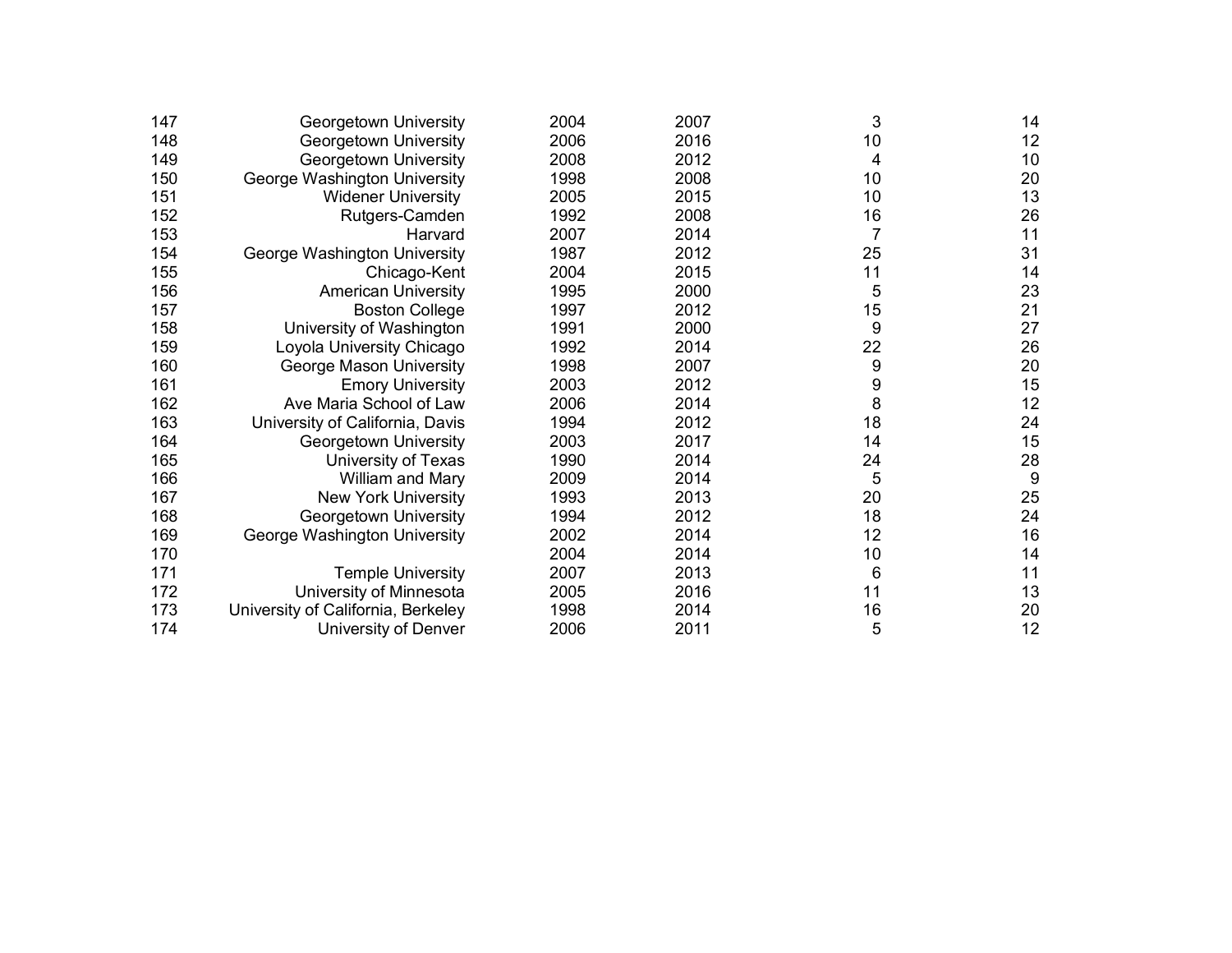| | | | | | |
|---|---|---|---|---|---|
| 147 | Georgetown University | 2004 | 2007 | 3 | 14 |
| 148 | Georgetown University | 2006 | 2016 | 10 | 12 |
| 149 | Georgetown University | 2008 | 2012 | 4 | 10 |
| 150 | George Washington University | 1998 | 2008 | 10 | 20 |
| 151 | Widener University | 2005 | 2015 | 10 | 13 |
| 152 | Rutgers-Camden | 1992 | 2008 | 16 | 26 |
| 153 | Harvard | 2007 | 2014 | 7 | 11 |
| 154 | George Washington University | 1987 | 2012 | 25 | 31 |
| 155 | Chicago-Kent | 2004 | 2015 | 11 | 14 |
| 156 | American University | 1995 | 2000 | 5 | 23 |
| 157 | Boston College | 1997 | 2012 | 15 | 21 |
| 158 | University of Washington | 1991 | 2000 | 9 | 27 |
| 159 | Loyola University Chicago | 1992 | 2014 | 22 | 26 |
| 160 | George Mason University | 1998 | 2007 | 9 | 20 |
| 161 | Emory University | 2003 | 2012 | 9 | 15 |
| 162 | Ave Maria School of Law | 2006 | 2014 | 8 | 12 |
| 163 | University of California, Davis | 1994 | 2012 | 18 | 24 |
| 164 | Georgetown University | 2003 | 2017 | 14 | 15 |
| 165 | University of Texas | 1990 | 2014 | 24 | 28 |
| 166 | William and Mary | 2009 | 2014 | 5 | 9 |
| 167 | New York University | 1993 | 2013 | 20 | 25 |
| 168 | Georgetown University | 1994 | 2012 | 18 | 24 |
| 169 | George Washington University | 2002 | 2014 | 12 | 16 |
| 170 | | 2004 | 2014 | 10 | 14 |
| 171 | Temple University | 2007 | 2013 | 6 | 11 |
| 172 | University of Minnesota | 2005 | 2016 | 11 | 13 |
| 173 | University of California, Berkeley | 1998 | 2014 | 16 | 20 |
| 174 | University of Denver | 2006 | 2011 | 5 | 12 |